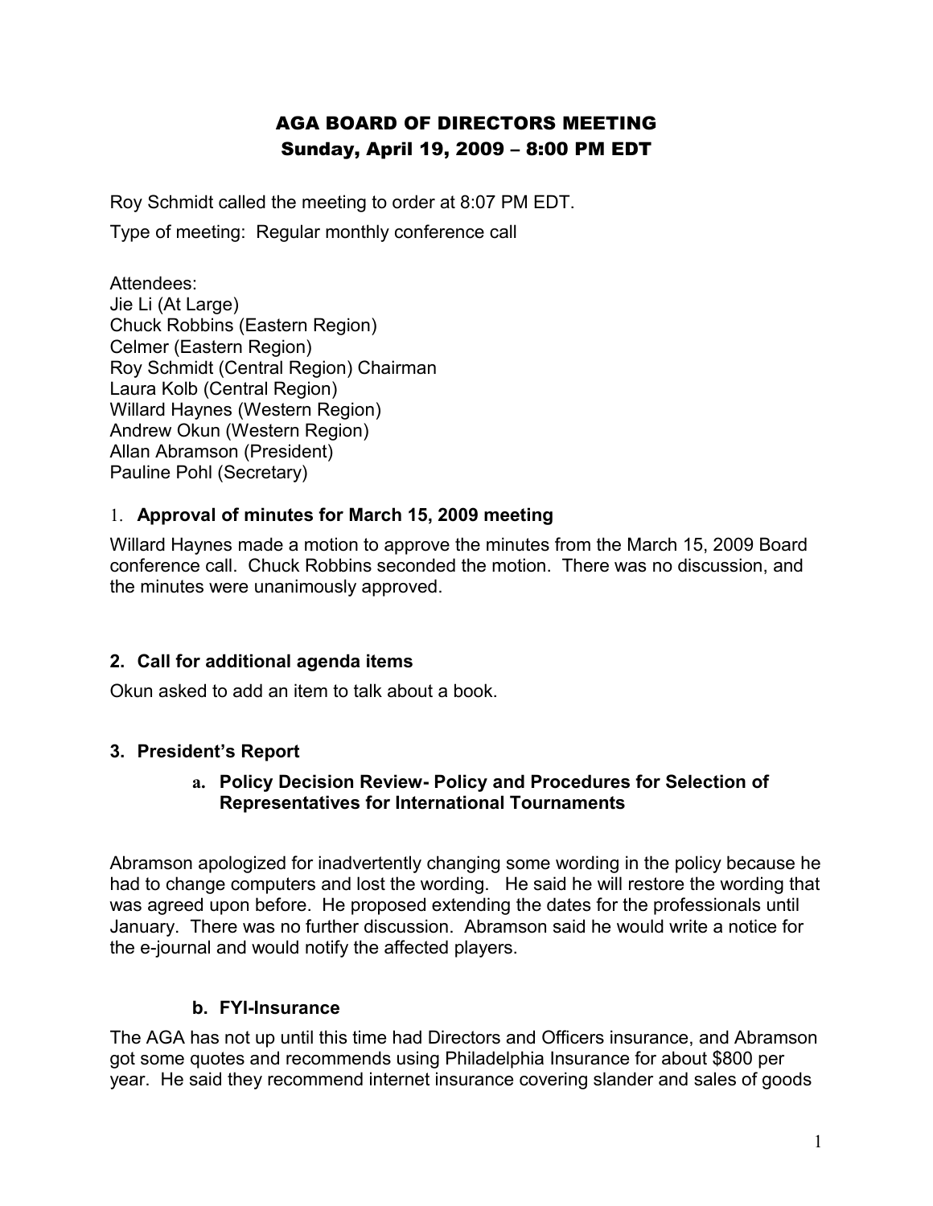# AGA BOARD OF DIRECTORS MEETING
## Sunday, April 19, 2009 – 8:00 PM EDT

Roy Schmidt called the meeting to order at 8:07 PM EDT.

Type of meeting: Regular monthly conference call

Attendees:
Jie Li (At Large)
Chuck Robbins (Eastern Region)
Celmer (Eastern Region)
Roy Schmidt (Central Region) Chairman
Laura Kolb (Central Region)
Willard Haynes (Western Region)
Andrew Okun (Western Region)
Allan Abramson (President)
Pauline Pohl (Secretary)

### 1. Approval of minutes for March 15, 2009 meeting

Willard Haynes made a motion to approve the minutes from the March 15, 2009 Board conference call. Chuck Robbins seconded the motion. There was no discussion, and the minutes were unanimously approved.

### 2. Call for additional agenda items

Okun asked to add an item to talk about a book.

### 3. President's Report

#### a. Policy Decision Review- Policy and Procedures for Selection of Representatives for International Tournaments

Abramson apologized for inadvertently changing some wording in the policy because he had to change computers and lost the wording. He said he will restore the wording that was agreed upon before. He proposed extending the dates for the professionals until January. There was no further discussion. Abramson said he would write a notice for the e-journal and would notify the affected players.

#### b. FYI-Insurance

The AGA has not up until this time had Directors and Officers insurance, and Abramson got some quotes and recommends using Philadelphia Insurance for about $800 per year. He said they recommend internet insurance covering slander and sales of goods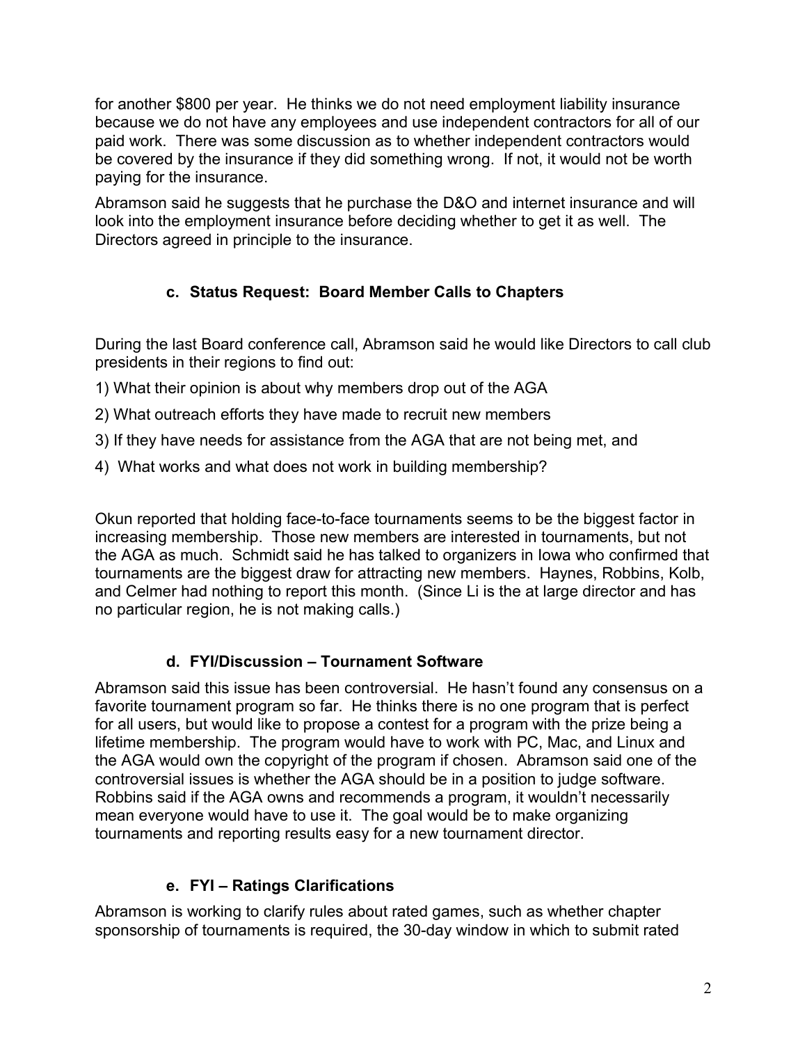for another $800 per year. He thinks we do not need employment liability insurance because we do not have any employees and use independent contractors for all of our paid work. There was some discussion as to whether independent contractors would be covered by the insurance if they did something wrong. If not, it would not be worth paying for the insurance.

Abramson said he suggests that he purchase the D&O and internet insurance and will look into the employment insurance before deciding whether to get it as well. The Directors agreed in principle to the insurance.

### c. Status Request: Board Member Calls to Chapters

During the last Board conference call, Abramson said he would like Directors to call club presidents in their regions to find out:

1) What their opinion is about why members drop out of the AGA

2) What outreach efforts they have made to recruit new members

3) If they have needs for assistance from the AGA that are not being met, and

4) What works and what does not work in building membership?

Okun reported that holding face-to-face tournaments seems to be the biggest factor in increasing membership. Those new members are interested in tournaments, but not the AGA as much. Schmidt said he has talked to organizers in Iowa who confirmed that tournaments are the biggest draw for attracting new members. Haynes, Robbins, Kolb, and Celmer had nothing to report this month. (Since Li is the at large director and has no particular region, he is not making calls.)

### d. FYI/Discussion – Tournament Software

Abramson said this issue has been controversial. He hasn't found any consensus on a favorite tournament program so far. He thinks there is no one program that is perfect for all users, but would like to propose a contest for a program with the prize being a lifetime membership. The program would have to work with PC, Mac, and Linux and the AGA would own the copyright of the program if chosen. Abramson said one of the controversial issues is whether the AGA should be in a position to judge software. Robbins said if the AGA owns and recommends a program, it wouldn't necessarily mean everyone would have to use it. The goal would be to make organizing tournaments and reporting results easy for a new tournament director.

### e. FYI – Ratings Clarifications

Abramson is working to clarify rules about rated games, such as whether chapter sponsorship of tournaments is required, the 30-day window in which to submit rated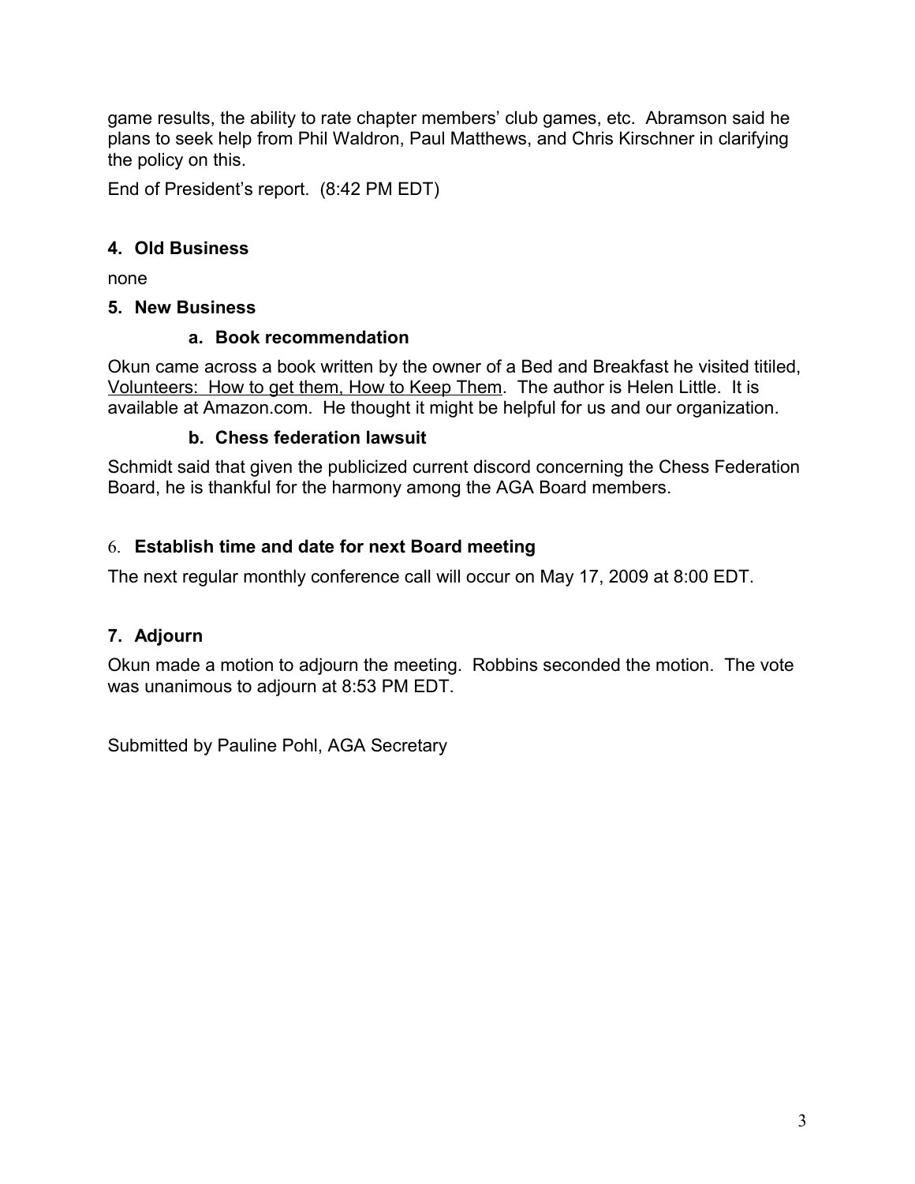game results, the ability to rate chapter members' club games, etc. Abramson said he plans to seek help from Phil Waldron, Paul Matthews, and Chris Kirschner in clarifying the policy on this.

End of President's report. (8:42 PM EDT)

## 4. Old Business

none

## 5. New Business

### a. Book recommendation

Okun came across a book written by the owner of a Bed and Breakfast he visited titiled, Volunteers: How to get them, How to Keep Them. The author is Helen Little. It is available at Amazon.com. He thought it might be helpful for us and our organization.

### b. Chess federation lawsuit

Schmidt said that given the publicized current discord concerning the Chess Federation Board, he is thankful for the harmony among the AGA Board members.

## 6. Establish time and date for next Board meeting

The next regular monthly conference call will occur on May 17, 2009 at 8:00 EDT.

## 7. Adjourn

Okun made a motion to adjourn the meeting. Robbins seconded the motion. The vote was unanimous to adjourn at 8:53 PM EDT.

Submitted by Pauline Pohl, AGA Secretary